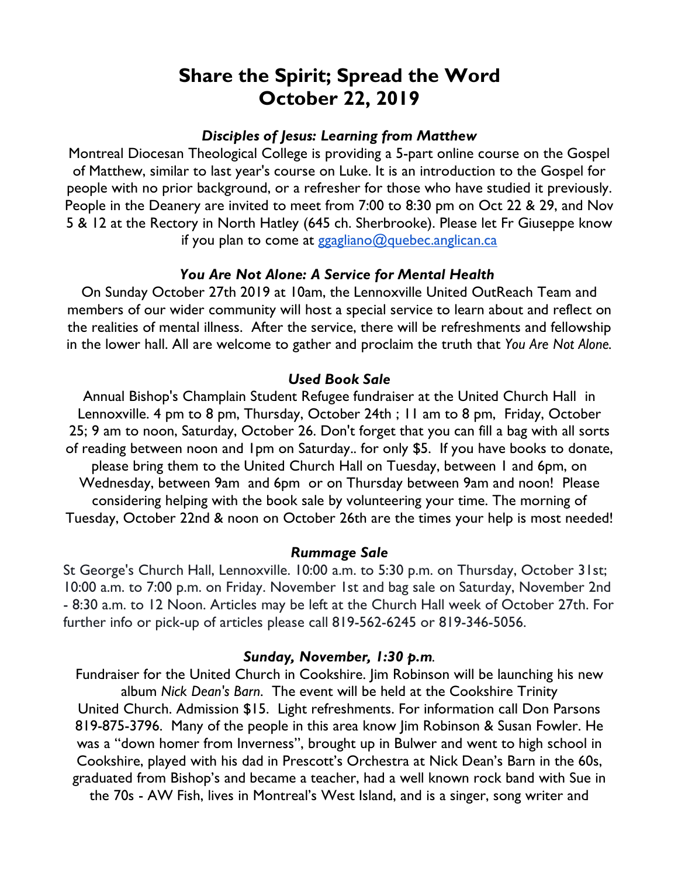# Share the Spirit; Spread the Word
# October 22, 2019

### *Disciples of Jesus: Learning from Matthew*

Montreal Diocesan Theological College is providing a 5-part online course on the Gospel of Matthew, similar to last year's course on Luke. It is an introduction to the Gospel for people with no prior background, or a refresher for those who have studied it previously. People in the Deanery are invited to meet from 7:00 to 8:30 pm on Oct 22 & 29, and Nov 5 & 12 at the Rectory in North Hatley (645 ch. Sherbrooke). Please let Fr Giuseppe know if you plan to come at ggagliano@quebec.anglican.ca

### *You Are Not Alone: A Service for Mental Health*

On Sunday October 27th 2019 at 10am, the Lennoxville United OutReach Team and members of our wider community will host a special service to learn about and reflect on the realities of mental illness. After the service, there will be refreshments and fellowship in the lower hall. All are welcome to gather and proclaim the truth that *You Are Not Alone.*

### *Used Book Sale*

Annual Bishop's Champlain Student Refugee fundraiser at the United Church Hall in Lennoxville. 4 pm to 8 pm, Thursday, October 24th ; 11 am to 8 pm, Friday, October 25; 9 am to noon, Saturday, October 26. Don't forget that you can fill a bag with all sorts of reading between noon and 1pm on Saturday.. for only $5. If you have books to donate, please bring them to the United Church Hall on Tuesday, between 1 and 6pm, on Wednesday, between 9am and 6pm or on Thursday between 9am and noon! Please considering helping with the book sale by volunteering your time. The morning of Tuesday, October 22nd & noon on October 26th are the times your help is most needed!

### *Rummage Sale*

St George's Church Hall, Lennoxville. 10:00 a.m. to 5:30 p.m. on Thursday, October 31st; 10:00 a.m. to 7:00 p.m. on Friday. November 1st and bag sale on Saturday, November 2nd - 8:30 a.m. to 12 Noon. Articles may be left at the Church Hall week of October 27th. For further info or pick-up of articles please call 819-562-6245 or 819-346-5056.

### *Sunday, November, 1:30 p.m.*

Fundraiser for the United Church in Cookshire. Jim Robinson will be launching his new album *Nick Dean's Barn*. The event will be held at the Cookshire Trinity United Church. Admission $15. Light refreshments. For information call Don Parsons 819-875-3796. Many of the people in this area know Jim Robinson & Susan Fowler. He was a "down homer from Inverness", brought up in Bulwer and went to high school in Cookshire, played with his dad in Prescott's Orchestra at Nick Dean's Barn in the 60s, graduated from Bishop's and became a teacher, had a well known rock band with Sue in the 70s - AW Fish, lives in Montreal's West Island, and is a singer, song writer and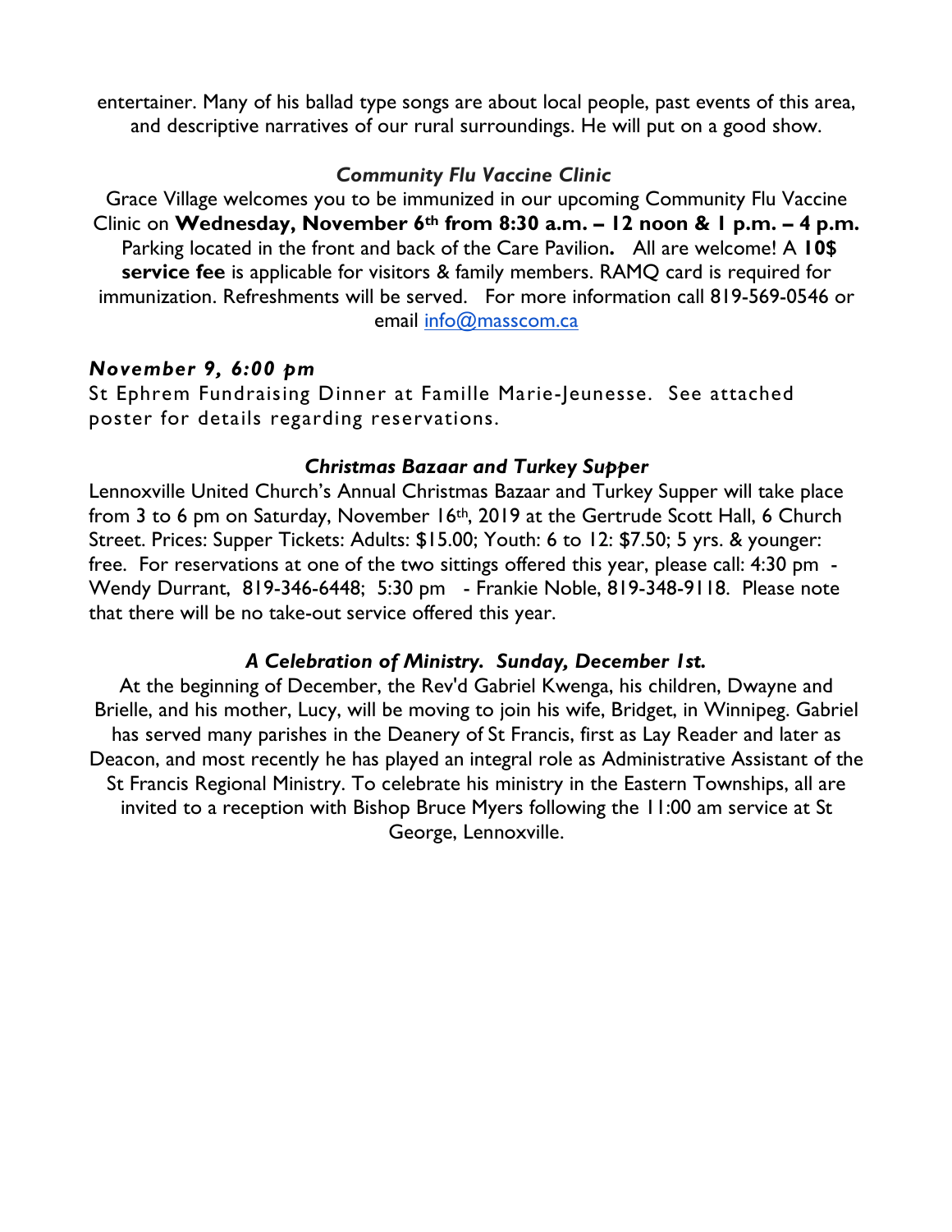entertainer. Many of his ballad type songs are about local people, past events of this area, and descriptive narratives of our rural surroundings. He will put on a good show.

### *Community Flu Vaccine Clinic*

Grace Village welcomes you to be immunized in our upcoming Community Flu Vaccine Clinic on **Wednesday, November 6th from 8:30 a.m. – 12 noon & 1 p.m. – 4 p.m.** Parking located in the front and back of the Care Pavilion**.** All are welcome! A **10$ service fee** is applicable for visitors & family members. RAMQ card is required for immunization. Refreshments will be served. For more information call 819-569-0546 or email info@masscom.ca

### *November 9, 6:00 pm*

St Ephrem Fundraising Dinner at Famille Marie-Jeunesse. See attached poster for details regarding reservations.

### *Christmas Bazaar and Turkey Supper*

Lennoxville United Church's Annual Christmas Bazaar and Turkey Supper will take place from 3 to 6 pm on Saturday, November 16th, 2019 at the Gertrude Scott Hall, 6 Church Street. Prices: Supper Tickets: Adults: $15.00; Youth: 6 to 12: $7.50; 5 yrs. & younger: free. For reservations at one of the two sittings offered this year, please call: 4:30 pm - Wendy Durrant, 819-346-6448; 5:30 pm - Frankie Noble, 819-348-9118. Please note that there will be no take-out service offered this year.

### *A Celebration of Ministry. Sunday, December 1st.*

At the beginning of December, the Rev'd Gabriel Kwenga, his children, Dwayne and Brielle, and his mother, Lucy, will be moving to join his wife, Bridget, in Winnipeg. Gabriel has served many parishes in the Deanery of St Francis, first as Lay Reader and later as Deacon, and most recently he has played an integral role as Administrative Assistant of the St Francis Regional Ministry. To celebrate his ministry in the Eastern Townships, all are invited to a reception with Bishop Bruce Myers following the 11:00 am service at St George, Lennoxville.